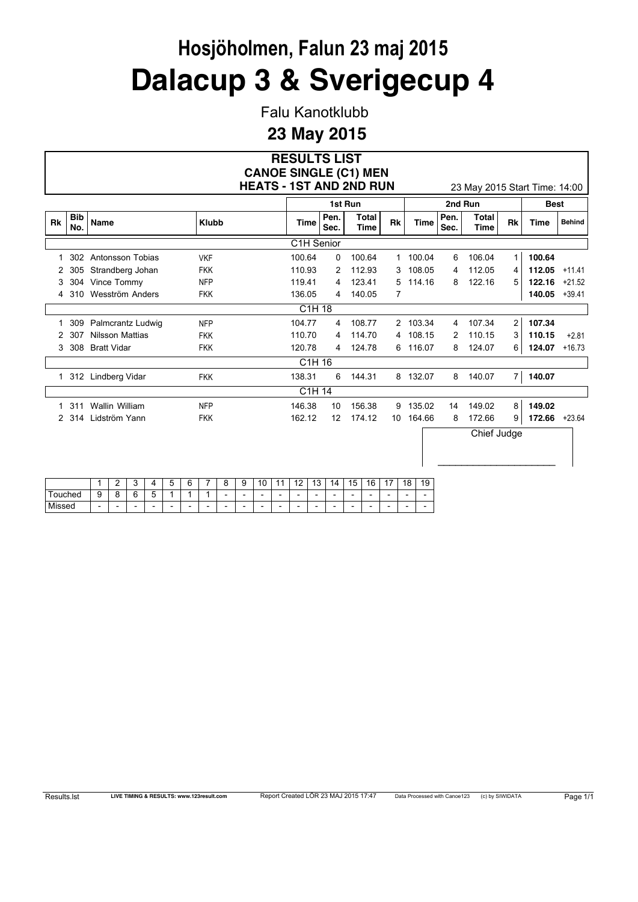# Hosjöholmen, Falun 23 maj 2015

# Dalacup 3 & Sverigecup 4

Falu Kanotklubb

## 23 May 2015

### RESULTS LIST
### CANOE SINGLE (C1) MEN
### HEATS - 1ST AND 2ND RUN

23 May 2015 Start Time: 14:00

| | | | | 1st Run | | | | 2nd Run | | | | Best | |
|---|---|---|---|---|---|---|---|---|---|---|---|---|---|
| Rk | Bib No. | Name | Klubb | Time | Pen. Sec. | Total Time | Rk | Time | Pen. Sec. | Total Time | Rk | Time | Behind |
| | | | | C1H Senior | | | | | | | | | |
| 1 | 302 | Antonsson Tobias | VKF | 100.64 | 0 | 100.64 | 1 | 100.04 | 6 | 106.04 | 1 | **100.64** | |
| 2 | 305 | Strandberg Johan | FKK | 110.93 | 2 | 112.93 | 3 | 108.05 | 4 | 112.05 | 4 | **112.05** | +11.41 |
| 3 | 304 | Vince Tommy | NFP | 119.41 | 4 | 123.41 | 5 | 114.16 | 8 | 122.16 | 5 | **122.16** | +21.52 |
| 4 | 310 | Wesström Anders | FKK | 136.05 | 4 | 140.05 | 7 | | | | | **140.05** | +39.41 |
| | | | | C1H 18 | | | | | | | | | |
| 1 | 309 | Palmcrantz Ludwig | NFP | 104.77 | 4 | 108.77 | 2 | 103.34 | 4 | 107.34 | 2 | **107.34** | |
| 2 | 307 | Nilsson Mattias | FKK | 110.70 | 4 | 114.70 | 4 | 108.15 | 2 | 110.15 | 3 | **110.15** | +2.81 |
| 3 | 308 | Bratt Vidar | FKK | 120.78 | 4 | 124.78 | 6 | 116.07 | 8 | 124.07 | 6 | **124.07** | +16.73 |
| | | | | C1H 16 | | | | | | | | | |
| 1 | 312 | Lindberg Vidar | FKK | 138.31 | 6 | 144.31 | 8 | 132.07 | 8 | 140.07 | 7 | **140.07** | |
| | | | | C1H 14 | | | | | | | | | |
| 1 | 311 | Wallin William | NFP | 146.38 | 10 | 156.38 | 9 | 135.02 | 14 | 149.02 | 8 | **149.02** | |
| 2 | 314 | Lidström Yann | FKK | 162.12 | 12 | 174.12 | 10 | 164.66 | 8 | 172.66 | 9 | **172.66** | +23.64 |

Chief Judge

\_\_\_\_\_\_\_\_\_\_\_\_\_\_\_\_\_\_\_\_\_\_

| | 1 | 2 | 3 | 4 | 5 | 6 | 7 | 8 | 9 | 10 | 11 | 12 | 13 | 14 | 15 | 16 | 17 | 18 | 19 |
|---|---|---|---|---|---|---|---|---|---|---|---|---|---|---|---|---|---|---|---|
| Touched | 9 | 8 | 6 | 5 | 1 | 1 | 1 | - | - | - | - | - | - | - | - | - | - | - | - |
| Missed | - | - | - | - | - | - | - | - | - | - | - | - | - | - | - | - | - | - | - |

Results.lst LIVE TIMING & RESULTS: www.123result.com Report Created LÖR 23 MAJ 2015 17:47 Data Processed with Canoe123 (c) by SIWIDATA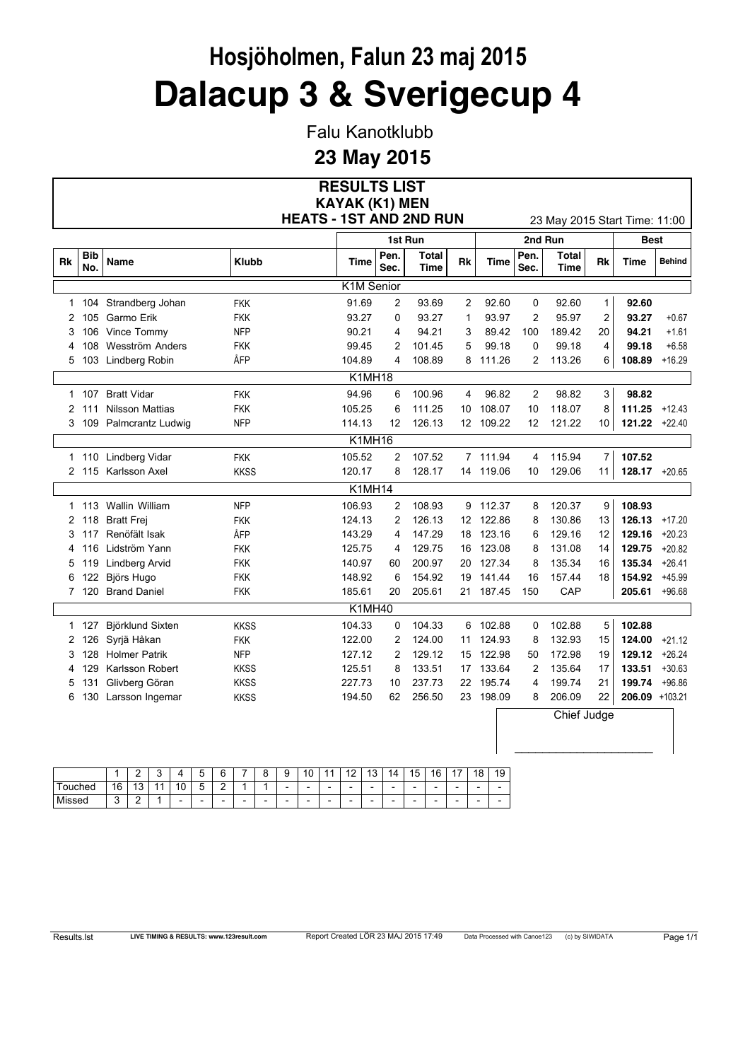# Hosjöholmen, Falun 23 maj 2015

# Dalacup 3 & Sverigecup 4

Falu Kanotklubb

## 23 May 2015

### RESULTS LIST
### KAYAK (K1) MEN
### HEATS - 1ST AND 2ND RUN

23 May 2015 Start Time: 11:00

| | | | | 1st Run | | | | 2nd Run | | | | Best | |
|---|---|---|---|---|---|---|---|---|---|---|---|---|---|
| Rk | Bib No. | Name | Klubb | Time | Pen. Sec. | Total Time | Rk | Time | Pen. Sec. | Total Time | Rk | Time | Behind |
| | | | | **K1M Senior** | | | | | | | | | |
| 1 | 104 | Strandberg Johan | FKK | 91.69 | 2 | 93.69 | 2 | 92.60 | 0 | 92.60 | 1 | **92.60** | |
| 2 | 105 | Garmo Erik | FKK | 93.27 | 0 | 93.27 | 1 | 93.97 | 2 | 95.97 | 2 | **93.27** | +0.67 |
| 3 | 106 | Vince Tommy | NFP | 90.21 | 4 | 94.21 | 3 | 89.42 | 100 | 189.42 | 20 | **94.21** | +1.61 |
| 4 | 108 | Wesström Anders | FKK | 99.45 | 2 | 101.45 | 5 | 99.18 | 0 | 99.18 | 4 | **99.18** | +6.58 |
| 5 | 103 | Lindberg Robin | ÅFP | 104.89 | 4 | 108.89 | 8 | 111.26 | 2 | 113.26 | 6 | **108.89** | +16.29 |
| | | | | **K1MH18** | | | | | | | | | |
| 1 | 107 | Bratt Vidar | FKK | 94.96 | 6 | 100.96 | 4 | 96.82 | 2 | 98.82 | 3 | **98.82** | |
| 2 | 111 | Nilsson Mattias | FKK | 105.25 | 6 | 111.25 | 10 | 108.07 | 10 | 118.07 | 8 | **111.25** | +12.43 |
| 3 | 109 | Palmcrantz Ludwig | NFP | 114.13 | 12 | 126.13 | 12 | 109.22 | 12 | 121.22 | 10 | **121.22** | +22.40 |
| | | | | **K1MH16** | | | | | | | | | |
| 1 | 110 | Lindberg Vidar | FKK | 105.52 | 2 | 107.52 | 7 | 111.94 | 4 | 115.94 | 7 | **107.52** | |
| 2 | 115 | Karlsson Axel | KKSS | 120.17 | 8 | 128.17 | 14 | 119.06 | 10 | 129.06 | 11 | **128.17** | +20.65 |
| | | | | **K1MH14** | | | | | | | | | |
| 1 | 113 | Wallin William | NFP | 106.93 | 2 | 108.93 | 9 | 112.37 | 8 | 120.37 | 9 | **108.93** | |
| 2 | 118 | Bratt Frej | FKK | 124.13 | 2 | 126.13 | 12 | 122.86 | 8 | 130.86 | 13 | **126.13** | +17.20 |
| 3 | 117 | Renöfält Isak | ÅFP | 143.29 | 4 | 147.29 | 18 | 123.16 | 6 | 129.16 | 12 | **129.16** | +20.23 |
| 4 | 116 | Lidström Yann | FKK | 125.75 | 4 | 129.75 | 16 | 123.08 | 8 | 131.08 | 14 | **129.75** | +20.82 |
| 5 | 119 | Lindberg Arvid | FKK | 140.97 | 60 | 200.97 | 20 | 127.34 | 8 | 135.34 | 16 | **135.34** | +26.41 |
| 6 | 122 | Björs Hugo | FKK | 148.92 | 6 | 154.92 | 19 | 141.44 | 16 | 157.44 | 18 | **154.92** | +45.99 |
| 7 | 120 | Brand Daniel | FKK | 185.61 | 20 | 205.61 | 21 | 187.45 | 150 | CAP | | **205.61** | +96.68 |
| | | | | **K1MH40** | | | | | | | | | |
| 1 | 127 | Björklund Sixten | KKSS | 104.33 | 0 | 104.33 | 6 | 102.88 | 0 | 102.88 | 5 | **102.88** | |
| 2 | 126 | Syrjä Håkan | FKK | 122.00 | 2 | 124.00 | 11 | 124.93 | 8 | 132.93 | 15 | **124.00** | +21.12 |
| 3 | 128 | Holmer Patrik | NFP | 127.12 | 2 | 129.12 | 15 | 122.98 | 50 | 172.98 | 19 | **129.12** | +26.24 |
| 4 | 129 | Karlsson Robert | KKSS | 125.51 | 8 | 133.51 | 17 | 133.64 | 2 | 135.64 | 17 | **133.51** | +30.63 |
| 5 | 131 | Glivberg Göran | KKSS | 227.73 | 10 | 237.73 | 22 | 195.74 | 4 | 199.74 | 21 | **199.74** | +96.86 |
| 6 | 130 | Larsson Ingemar | KKSS | 194.50 | 62 | 256.50 | 23 | 198.09 | 8 | 206.09 | 22 | **206.09** | +103.21 |

Chief Judge

______________________

| | 1 | 2 | 3 | 4 | 5 | 6 | 7 | 8 | 9 | 10 | 11 | 12 | 13 | 14 | 15 | 16 | 17 | 18 | 19 |
|---|---|---|---|---|---|---|---|---|---|---|---|---|---|---|---|---|---|---|---|
| Touched | 16 | 13 | 11 | 10 | 5 | 2 | 1 | 1 | - | - | - | - | - | - | - | - | - | - | - |
| Missed | 3 | 2 | 1 | - | - | - | - | - | - | - | - | - | - | - | - | - | - | - | - |

Results.lst LIVE TIMING & RESULTS: www.123result.com Report Created LÖR 23 MAJ 2015 17:49 Data Processed with Canoe123 (c) by SIWIDATA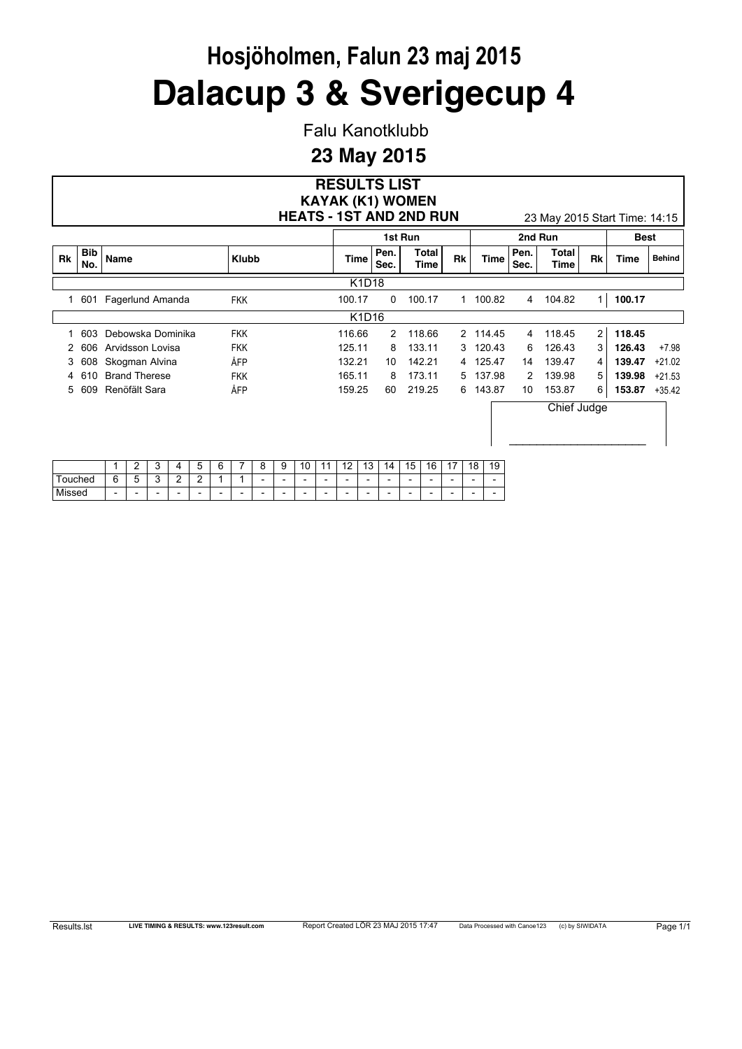# Hosjöholmen, Falun 23 maj 2015

# Dalacup 3 & Sverigecup 4

Falu Kanotklubb

## 23 May 2015

### RESULTS LIST
### KAYAK (K1) WOMEN
### HEATS - 1ST AND 2ND RUN

23 May 2015 Start Time: 14:15

| | | | | 1st Run | | | | 2nd Run | | | | Best | |
|---|---|---|---|---|---|---|---|---|---|---|---|---|---|
| Rk | Bib No. | Name | Klubb | Time | Pen. Sec. | Total Time | Rk | Time | Pen. Sec. | Total Time | Rk | Time | Behind |
| | | | | K1D18 | | | | | | | | | |
| 1 | 601 | Fagerlund Amanda | FKK | 100.17 | 0 | 100.17 | 1 | 100.82 | 4 | 104.82 | 1 | **100.17** | |
| | | | | K1D16 | | | | | | | | | |
| 1 | 603 | Debowska Dominika | FKK | 116.66 | 2 | 118.66 | 2 | 114.45 | 4 | 118.45 | 2 | **118.45** | |
| 2 | 606 | Arvidsson Lovisa | FKK | 125.11 | 8 | 133.11 | 3 | 120.43 | 6 | 126.43 | 3 | **126.43** | +7.98 |
| 3 | 608 | Skogman Alvina | ÅFP | 132.21 | 10 | 142.21 | 4 | 125.47 | 14 | 139.47 | 4 | **139.47** | +21.02 |
| 4 | 610 | Brand Therese | FKK | 165.11 | 8 | 173.11 | 5 | 137.98 | 2 | 139.98 | 5 | **139.98** | +21.53 |
| 5 | 609 | Renöfält Sara | ÅFP | 159.25 | 60 | 219.25 | 6 | 143.87 | 10 | 153.87 | 6 | **153.87** | +35.42 |

Chief Judge

______________________

| | 1 | 2 | 3 | 4 | 5 | 6 | 7 | 8 | 9 | 10 | 11 | 12 | 13 | 14 | 15 | 16 | 17 | 18 | 19 |
|---|---|---|---|---|---|---|---|---|---|---|---|---|---|---|---|---|---|---|---|
| Touched | 6 | 5 | 3 | 2 | 2 | 1 | 1 | - | - | - | - | - | - | - | - | - | - | - | - |
| Missed | - | - | - | - | - | - | - | - | - | - | - | - | - | - | - | - | - | - | - |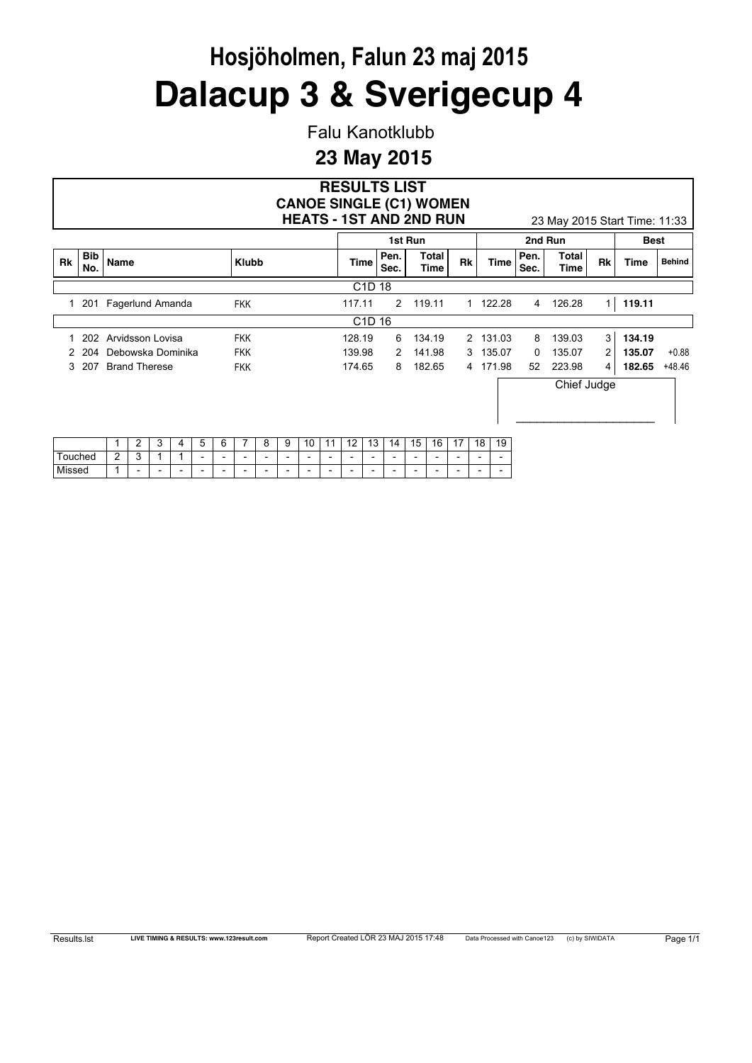# Hosjöholmen, Falun 23 maj 2015

# Dalacup 3 & Sverigecup 4

Falu Kanotklubb

**23 May 2015**

## RESULTS LIST
## CANOE SINGLE (C1) WOMEN
## HEATS - 1ST AND 2ND RUN

23 May 2015 Start Time: 11:33

| | | | | 1st Run | | | | 2nd Run | | | | Best | |
|---|---|---|---|---|---|---|---|---|---|---|---|---|---|
| Rk | Bib No. | Name | Klubb | Time | Pen. Sec. | Total Time | Rk | Time | Pen. Sec. | Total Time | Rk | Time | Behind |
| | | | | C1D 18 | | | | | | | | | |
| 1 | 201 | Fagerlund Amanda | FKK | 117.11 | 2 | 119.11 | 1 | 122.28 | 4 | 126.28 | 1 | **119.11** | |
| | | | | C1D 16 | | | | | | | | | |
| 1 | 202 | Arvidsson Lovisa | FKK | 128.19 | 6 | 134.19 | 2 | 131.03 | 8 | 139.03 | 3 | **134.19** | |
| 2 | 204 | Debowska Dominika | FKK | 139.98 | 2 | 141.98 | 3 | 135.07 | 0 | 135.07 | 2 | **135.07** | +0.88 |
| 3 | 207 | Brand Therese | FKK | 174.65 | 8 | 182.65 | 4 | 171.98 | 52 | 223.98 | 4 | **182.65** | +48.46 |

Chief Judge

\_\_\_\_\_\_\_\_\_\_\_\_\_\_\_\_\_\_\_\_\_\_

| | 1 | 2 | 3 | 4 | 5 | 6 | 7 | 8 | 9 | 10 | 11 | 12 | 13 | 14 | 15 | 16 | 17 | 18 | 19 |
|---|---|---|---|---|---|---|---|---|---|---|---|---|---|---|---|---|---|---|---|
| Touched | 2 | 3 | 1 | 1 | - | - | - | - | - | - | - | - | - | - | - | - | - | - | - |
| Missed | 1 | - | - | - | - | - | - | - | - | - | - | - | - | - | - | - | - | - | - |

Results.lst LIVE TIMING & RESULTS: www.123result.com Report Created LÖR 23 MAJ 2015 17:48 Data Processed with Canoe123 (c) by SIWIDATA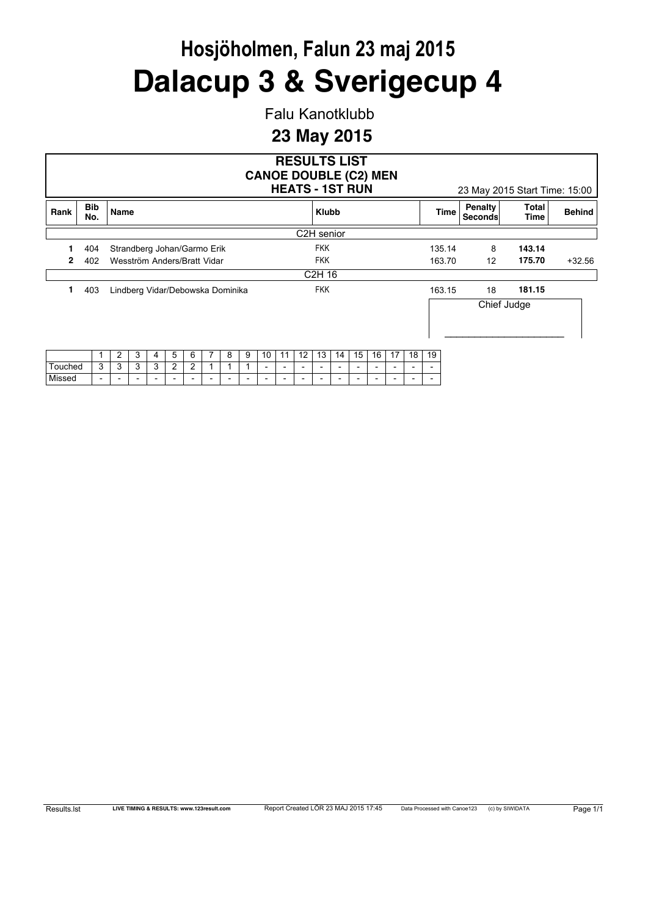# Hosjöholmen, Falun 23 maj 2015

# Dalacup 3 & Sverigecup 4

Falu Kanotklubb

## 23 May 2015

### RESULTS LIST
### CANOE DOUBLE (C2) MEN
### HEATS - 1ST RUN

23 May 2015 Start Time: 15:00

| Rank | Bib No. | Name | Klubb | Time | Penalty Seconds | Total Time | Behind |
|---|---|---|---|---|---|---|---|
| | | | C2H senior | | | | |
| 1 | 404 | Strandberg Johan/Garmo Erik | FKK | 135.14 | 8 | **143.14** | |
| 2 | 402 | Wesström Anders/Bratt Vidar | FKK | 163.70 | 12 | **175.70** | +32.56 |
| | | | C2H 16 | | | | |
| 1 | 403 | Lindberg Vidar/Debowska Dominika | FKK | 163.15 | 18 | **181.15** | |

Chief Judge

\_\_\_\_\_\_\_\_\_\_\_\_\_\_\_\_\_\_\_\_\_\_

| | 1 | 2 | 3 | 4 | 5 | 6 | 7 | 8 | 9 | 10 | 11 | 12 | 13 | 14 | 15 | 16 | 17 | 18 | 19 |
|---|---|---|---|---|---|---|---|---|---|---|---|---|---|---|---|---|---|---|---|
| Touched | 3 | 3 | 3 | 3 | 2 | 2 | 1 | 1 | 1 | - | - | - | - | - | - | - | - | - | - |
| Missed | - | - | - | - | - | - | - | - | - | - | - | - | - | - | - | - | - | - | - |

Results.lst LIVE TIMING & RESULTS: www.123result.com Report Created LÖR 23 MAJ 2015 17:45 Data Processed with Canoe123 (c) by SIWIDATA